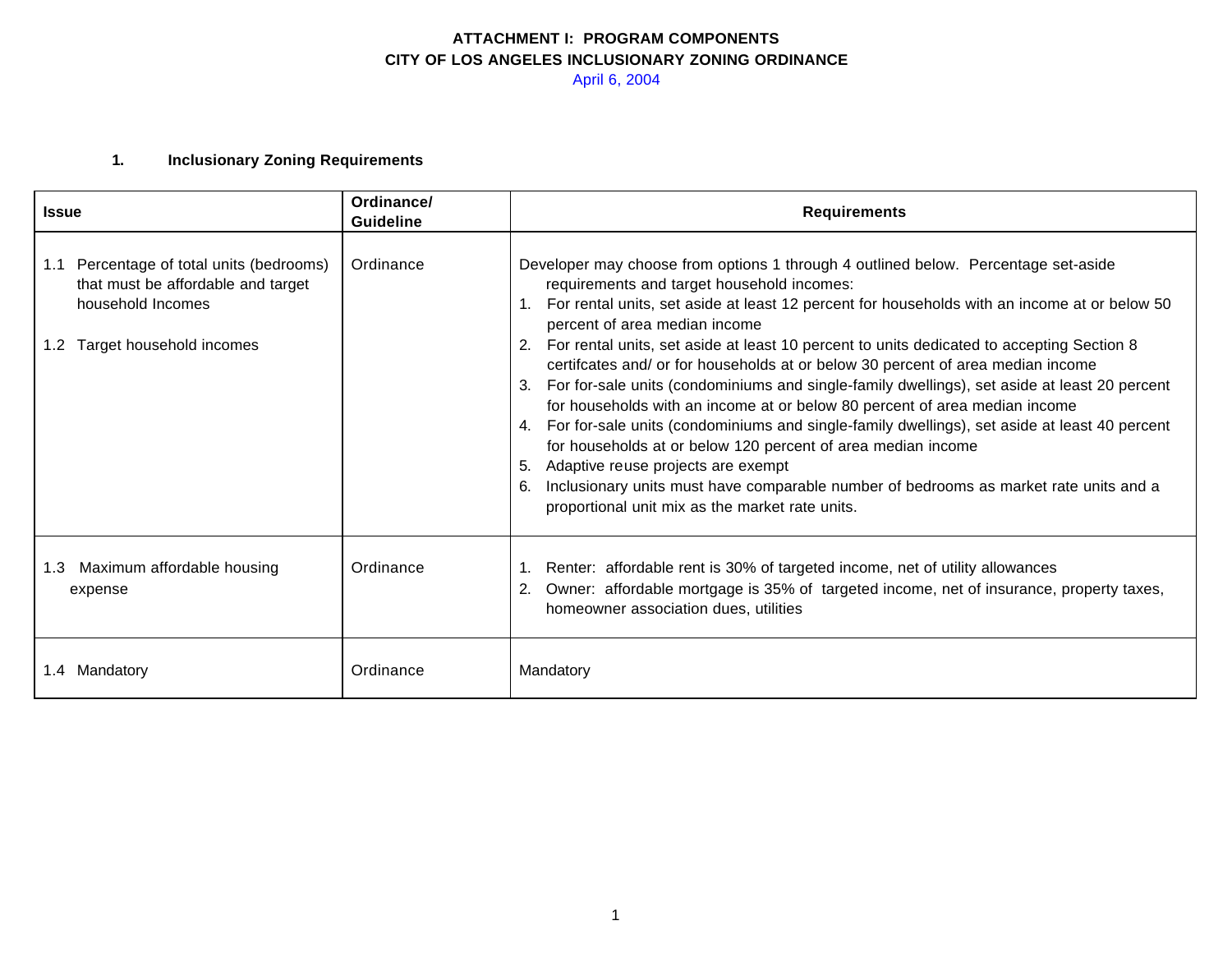# ATTACHMENT I: PROGRAM COMPONENTS
# CITY OF LOS ANGELES INCLUSIONARY ZONING ORDINANCE

April 6, 2004

## 1. Inclusionary Zoning Requirements

| Issue | Ordinance/ Guideline | Requirements |
|---|---|---|
| 1.1 Percentage of total units (bedrooms) that must be affordable and target household Incomes<br><br>1.2 Target household incomes | Ordinance | Developer may choose from options 1 through 4 outlined below. Percentage set-aside requirements and target household incomes:<br>1. For rental units, set aside at least 12 percent for households with an income at or below 50 percent of area median income<br>2. For rental units, set aside at least 10 percent to units dedicated to accepting Section 8 certifcates and/ or for households at or below 30 percent of area median income<br>3. For for-sale units (condominiums and single-family dwellings), set aside at least 20 percent for households with an income at or below 80 percent of area median income<br>4. For for-sale units (condominiums and single-family dwellings), set aside at least 40 percent for households at or below 120 percent of area median income<br>5. Adaptive reuse projects are exempt<br>6. Inclusionary units must have comparable number of bedrooms as market rate units and a proportional unit mix as the market rate units. |
| 1.3 Maximum affordable housing expense | Ordinance | 1. Renter: affordable rent is 30% of targeted income, net of utility allowances<br>2. Owner: affordable mortgage is 35% of targeted income, net of insurance, property taxes, homeowner association dues, utilities |
| 1.4 Mandatory | Ordinance | Mandatory |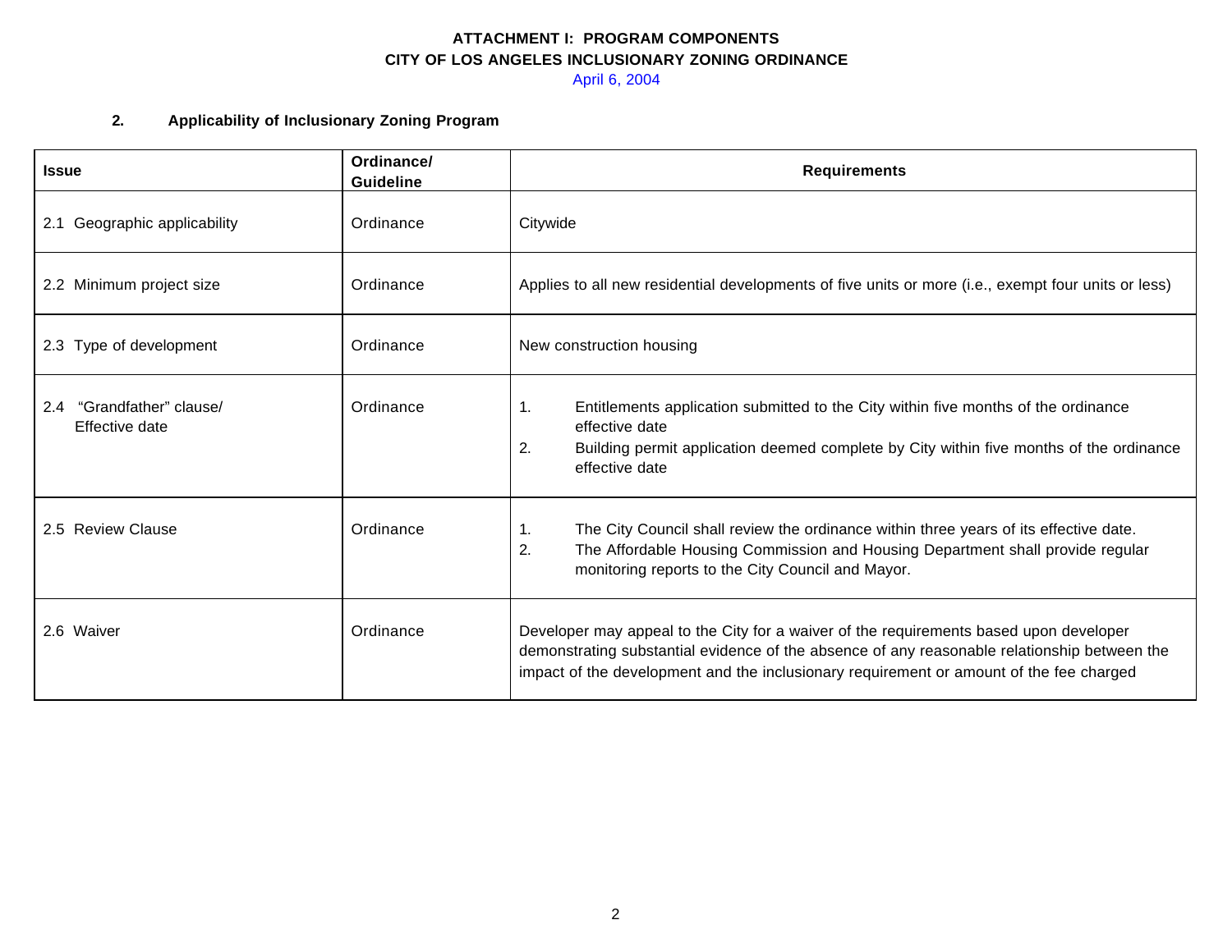**ATTACHMENT I: PROGRAM COMPONENTS**
**CITY OF LOS ANGELES INCLUSIONARY ZONING ORDINANCE**
April 6, 2004

## 2. Applicability of Inclusionary Zoning Program

| Issue | Ordinance/ Guideline | Requirements |
|---|---|---|
| 2.1 Geographic applicability | Ordinance | Citywide |
| 2.2 Minimum project size | Ordinance | Applies to all new residential developments of five units or more (i.e., exempt four units or less) |
| 2.3 Type of development | Ordinance | New construction housing |
| 2.4 "Grandfather" clause/ Effective date | Ordinance | 1. Entitlements application submitted to the City within five months of the ordinance effective date<br>2. Building permit application deemed complete by City within five months of the ordinance effective date |
| 2.5 Review Clause | Ordinance | 1. The City Council shall review the ordinance within three years of its effective date.<br>2. The Affordable Housing Commission and Housing Department shall provide regular monitoring reports to the City Council and Mayor. |
| 2.6 Waiver | Ordinance | Developer may appeal to the City for a waiver of the requirements based upon developer demonstrating substantial evidence of the absence of any reasonable relationship between the impact of the development and the inclusionary requirement or amount of the fee charged |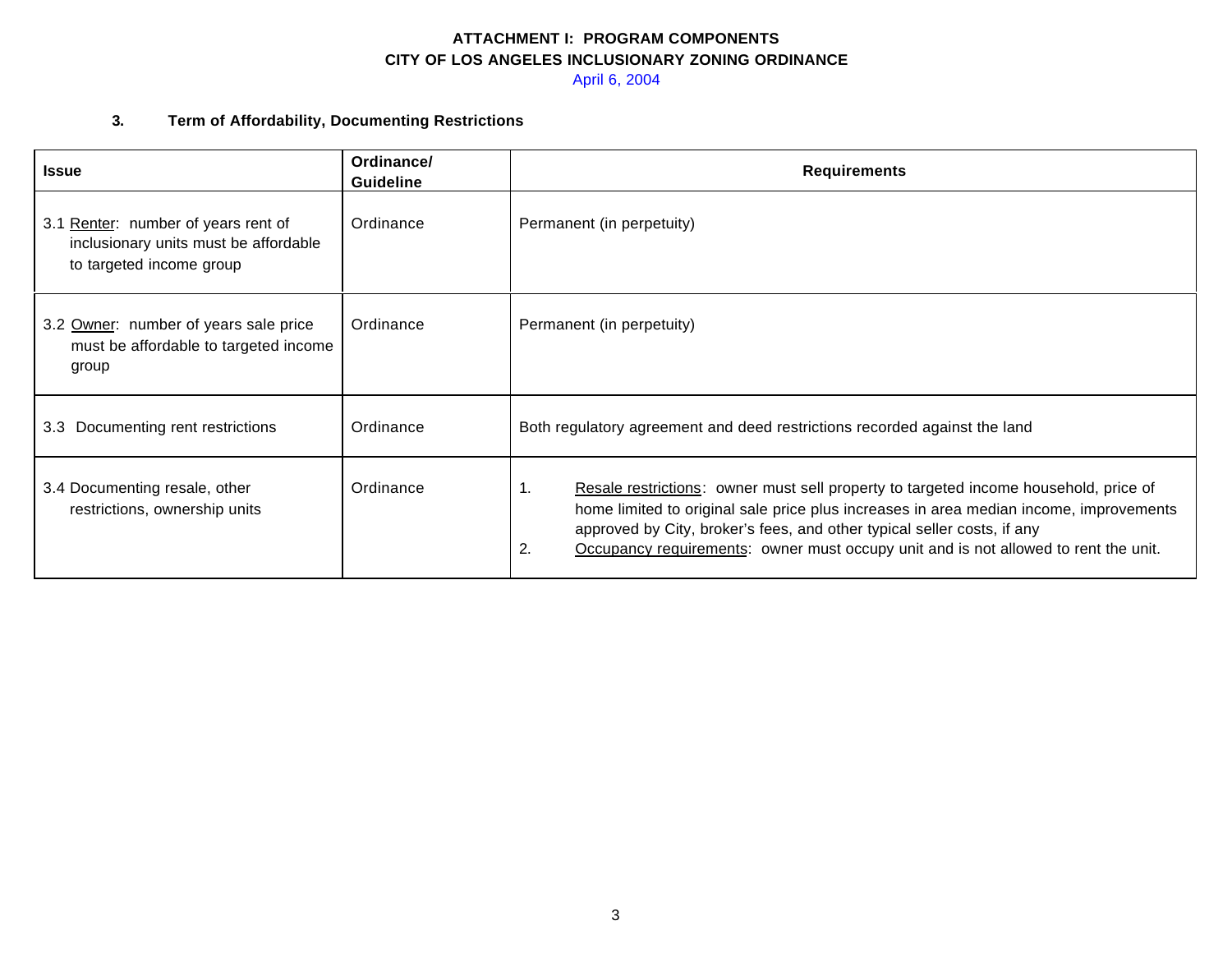**ATTACHMENT I: PROGRAM COMPONENTS**
**CITY OF LOS ANGELES INCLUSIONARY ZONING ORDINANCE**
April 6, 2004

### 3. Term of Affordability, Documenting Restrictions

| Issue | Ordinance/ Guideline | Requirements |
|---|---|---|
| 3.1 Renter: number of years rent of inclusionary units must be affordable to targeted income group | Ordinance | Permanent (in perpetuity) |
| 3.2 Owner: number of years sale price must be affordable to targeted income group | Ordinance | Permanent (in perpetuity) |
| 3.3 Documenting rent restrictions | Ordinance | Both regulatory agreement and deed restrictions recorded against the land |
| 3.4 Documenting resale, other restrictions, ownership units | Ordinance | 1. Resale restrictions: owner must sell property to targeted income household, price of home limited to original sale price plus increases in area median income, improvements approved by City, broker's fees, and other typical seller costs, if any<br>2. Occupancy requirements: owner must occupy unit and is not allowed to rent the unit. |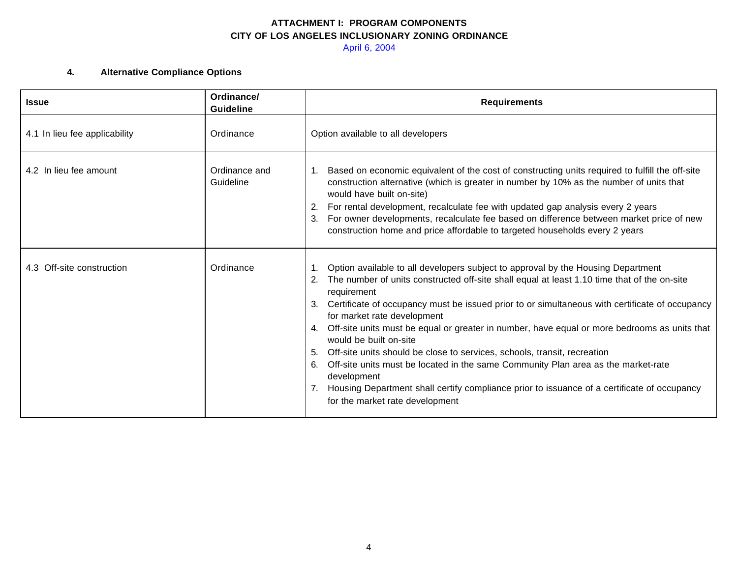**ATTACHMENT I: PROGRAM COMPONENTS**
**CITY OF LOS ANGELES INCLUSIONARY ZONING ORDINANCE**
April 6, 2004

### 4. Alternative Compliance Options

| Issue | Ordinance/ Guideline | Requirements |
|---|---|---|
| 4.1 In lieu fee applicability | Ordinance | Option available to all developers |
| 4.2 In lieu fee amount | Ordinance and Guideline | 1. Based on economic equivalent of the cost of constructing units required to fulfill the off-site construction alternative (which is greater in number by 10% as the number of units that would have built on-site)<br>2. For rental development, recalculate fee with updated gap analysis every 2 years<br>3. For owner developments, recalculate fee based on difference between market price of new construction home and price affordable to targeted households every 2 years |
| 4.3 Off-site construction | Ordinance | 1. Option available to all developers subject to approval by the Housing Department<br>2. The number of units constructed off-site shall equal at least 1.10 time that of the on-site requirement<br>3. Certificate of occupancy must be issued prior to or simultaneous with certificate of occupancy for market rate development<br>4. Off-site units must be equal or greater in number, have equal or more bedrooms as units that would be built on-site<br>5. Off-site units should be close to services, schools, transit, recreation<br>6. Off-site units must be located in the same Community Plan area as the market-rate development<br>7. Housing Department shall certify compliance prior to issuance of a certificate of occupancy for the market rate development |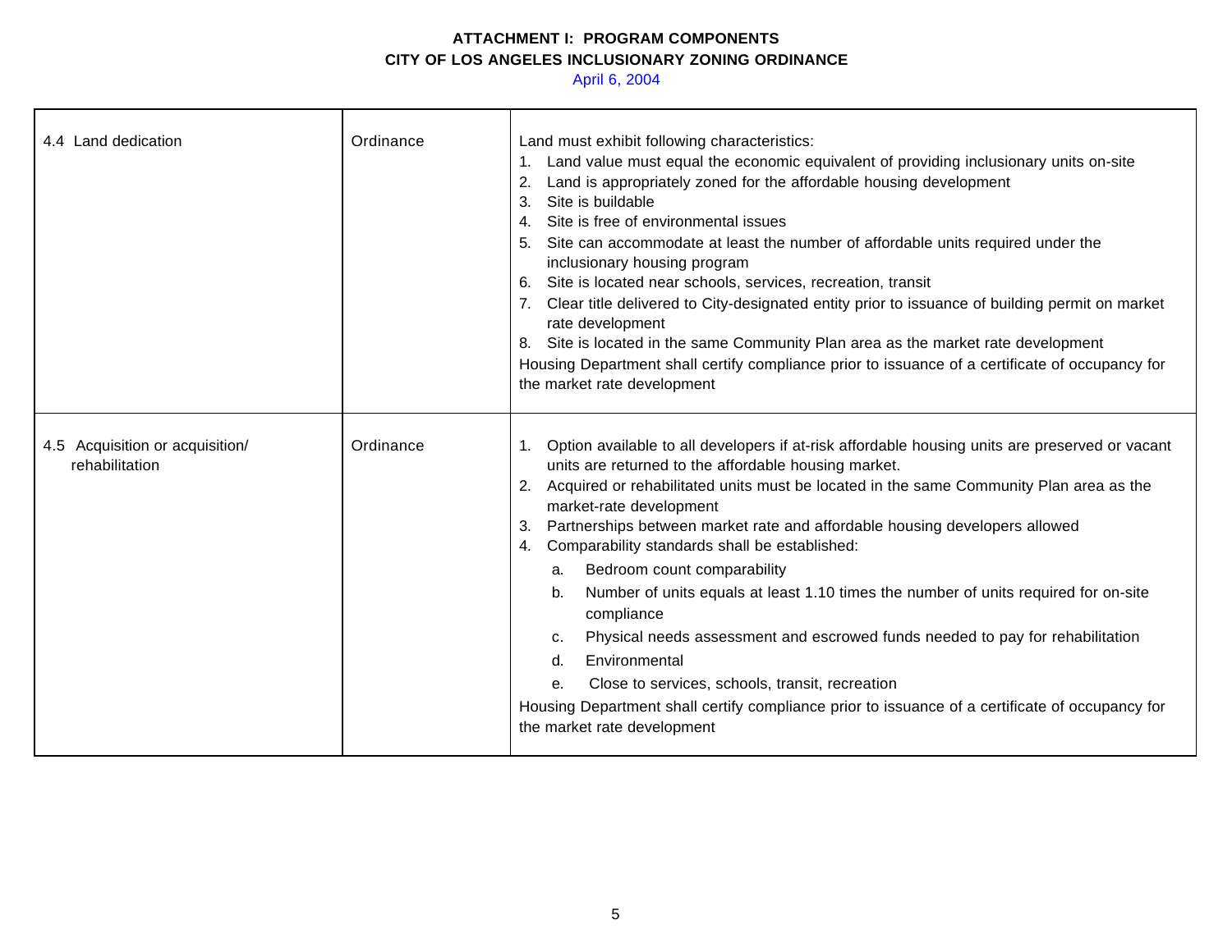**ATTACHMENT I: PROGRAM COMPONENTS**
**CITY OF LOS ANGELES INCLUSIONARY ZONING ORDINANCE**
April 6, 2004

| | | |
|---|---|---|
| 4.4 Land dedication | Ordinance | Land must exhibit following characteristics:<br>1. Land value must equal the economic equivalent of providing inclusionary units on-site<br>2. Land is appropriately zoned for the affordable housing development<br>3. Site is buildable<br>4. Site is free of environmental issues<br>5. Site can accommodate at least the number of affordable units required under the inclusionary housing program<br>6. Site is located near schools, services, recreation, transit<br>7. Clear title delivered to City-designated entity prior to issuance of building permit on market rate development<br>8. Site is located in the same Community Plan area as the market rate development<br>Housing Department shall certify compliance prior to issuance of a certificate of occupancy for the market rate development |
| 4.5 Acquisition or acquisition/ rehabilitation | Ordinance | 1. Option available to all developers if at-risk affordable housing units are preserved or vacant units are returned to the affordable housing market.<br>2. Acquired or rehabilitated units must be located in the same Community Plan area as the market-rate development<br>3. Partnerships between market rate and affordable housing developers allowed<br>4. Comparability standards shall be established:<br>a. Bedroom count comparability<br>b. Number of units equals at least 1.10 times the number of units required for on-site compliance<br>c. Physical needs assessment and escrowed funds needed to pay for rehabilitation<br>d. Environmental<br>e. Close to services, schools, transit, recreation<br>Housing Department shall certify compliance prior to issuance of a certificate of occupancy for the market rate development |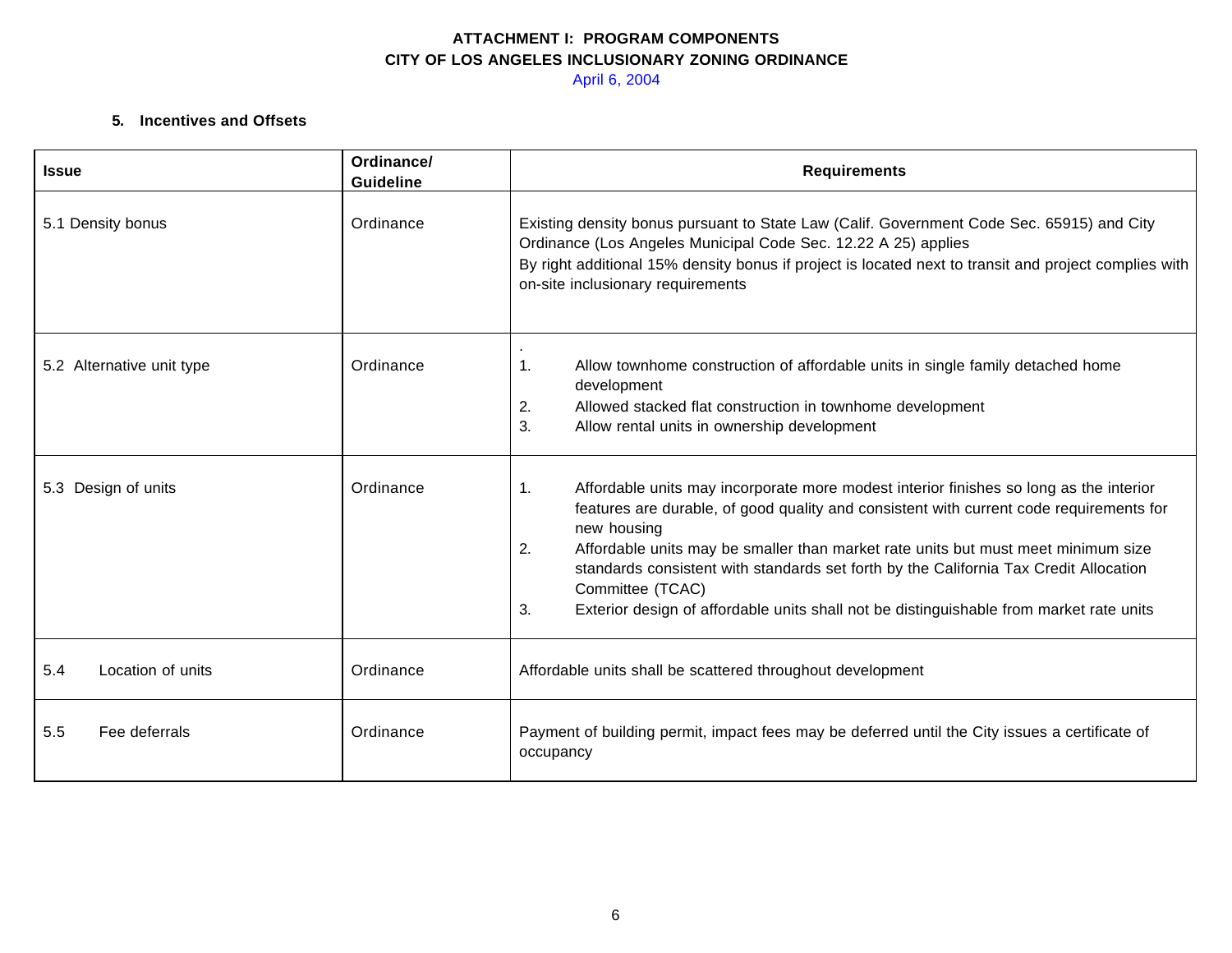**ATTACHMENT I: PROGRAM COMPONENTS**
**CITY OF LOS ANGELES INCLUSIONARY ZONING ORDINANCE**
April 6, 2004

### 5. Incentives and Offsets

| Issue | Ordinance/ Guideline | Requirements |
|---|---|---|
| 5.1 Density bonus | Ordinance | Existing density bonus pursuant to State Law (Calif. Government Code Sec. 65915) and City Ordinance (Los Angeles Municipal Code Sec. 12.22 A 25) applies<br>By right additional 15% density bonus if project is located next to transit and project complies with on-site inclusionary requirements |
| 5.2 Alternative unit type | Ordinance | .<br>1. Allow townhome construction of affordable units in single family detached home development<br>2. Allowed stacked flat construction in townhome development<br>3. Allow rental units in ownership development |
| 5.3 Design of units | Ordinance | 1. Affordable units may incorporate more modest interior finishes so long as the interior features are durable, of good quality and consistent with current code requirements for new housing<br>2. Affordable units may be smaller than market rate units but must meet minimum size standards consistent with standards set forth by the California Tax Credit Allocation Committee (TCAC)<br>3. Exterior design of affordable units shall not be distinguishable from market rate units |
| 5.4 Location of units | Ordinance | Affordable units shall be scattered throughout development |
| 5.5 Fee deferrals | Ordinance | Payment of building permit, impact fees may be deferred until the City issues a certificate of occupancy |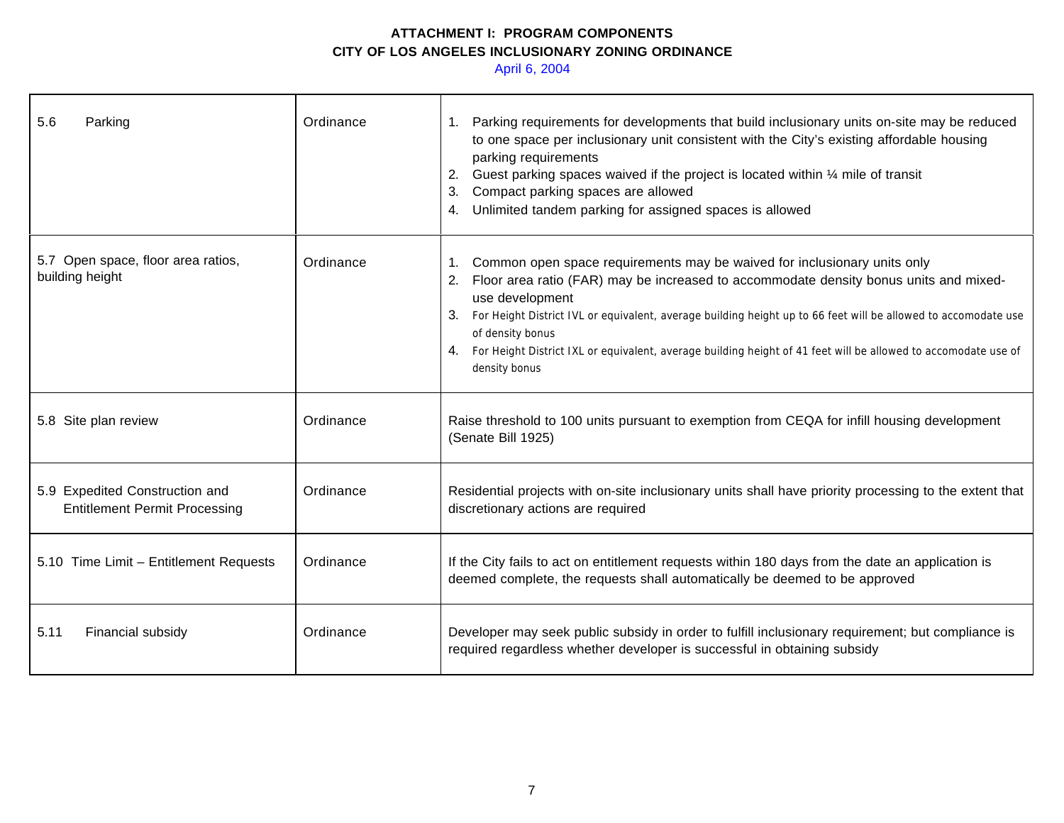**ATTACHMENT I: PROGRAM COMPONENTS**
**CITY OF LOS ANGELES INCLUSIONARY ZONING ORDINANCE**
April 6, 2004

| | | |
|---|---|---|
| 5.6 Parking | Ordinance | 1. Parking requirements for developments that build inclusionary units on-site may be reduced to one space per inclusionary unit consistent with the City's existing affordable housing parking requirements<br>2. Guest parking spaces waived if the project is located within ¼ mile of transit<br>3. Compact parking spaces are allowed<br>4. Unlimited tandem parking for assigned spaces is allowed |
| 5.7 Open space, floor area ratios, building height | Ordinance | 1. Common open space requirements may be waived for inclusionary units only<br>2. Floor area ratio (FAR) may be increased to accommodate density bonus units and mixed-use development<br>3. For Height District IVL or equivalent, average building height up to 66 feet will be allowed to accomodate use of density bonus<br>4. For Height District IXL or equivalent, average building height of 41 feet will be allowed to accomodate use of density bonus |
| 5.8 Site plan review | Ordinance | Raise threshold to 100 units pursuant to exemption from CEQA for infill housing development (Senate Bill 1925) |
| 5.9 Expedited Construction and Entitlement Permit Processing | Ordinance | Residential projects with on-site inclusionary units shall have priority processing to the extent that discretionary actions are required |
| 5.10 Time Limit – Entitlement Requests | Ordinance | If the City fails to act on entitlement requests within 180 days from the date an application is deemed complete, the requests shall automatically be deemed to be approved |
| 5.11 Financial subsidy | Ordinance | Developer may seek public subsidy in order to fulfill inclusionary requirement; but compliance is required regardless whether developer is successful in obtaining subsidy |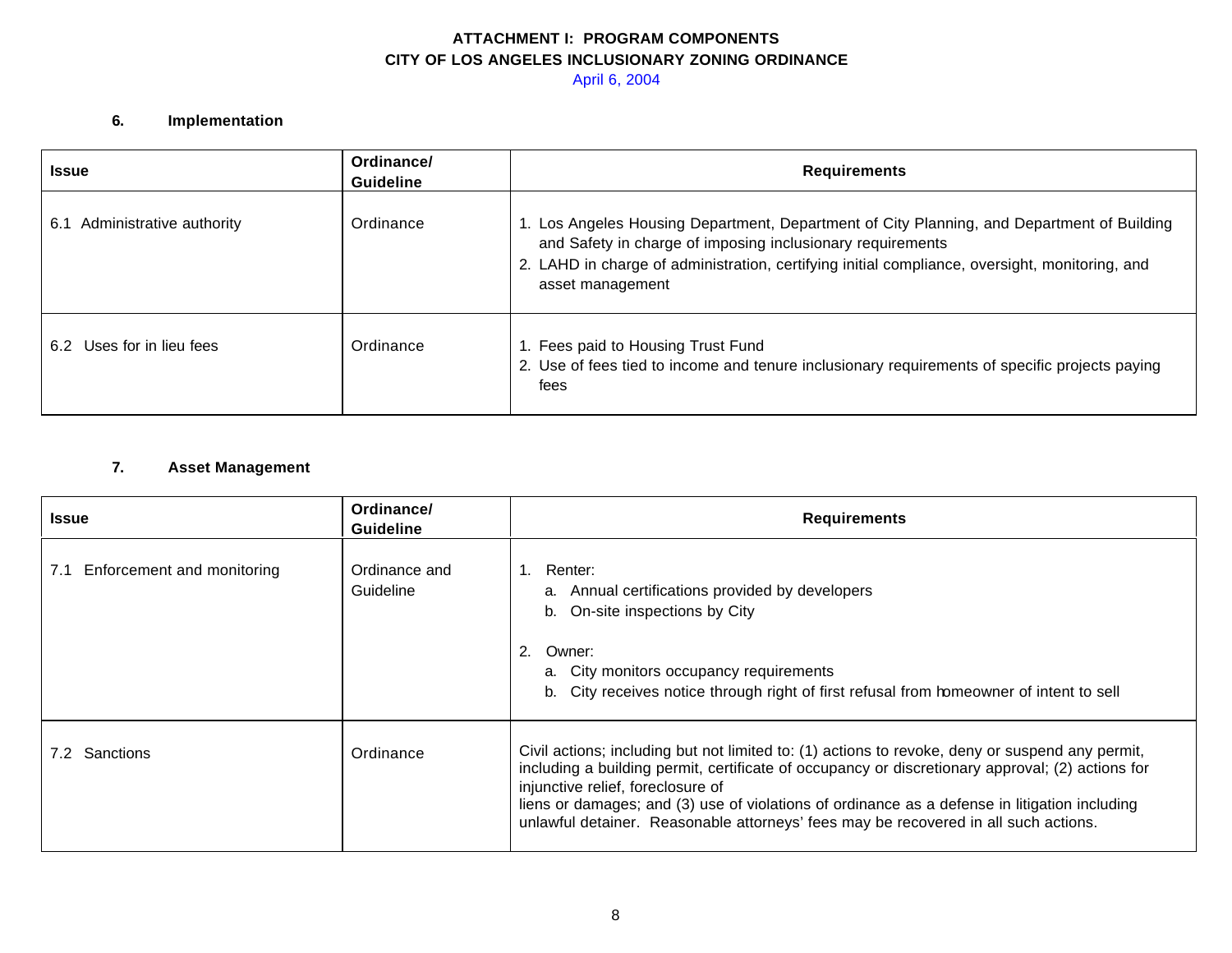**ATTACHMENT I: PROGRAM COMPONENTS**
**CITY OF LOS ANGELES INCLUSIONARY ZONING ORDINANCE**
April 6, 2004

### 6. Implementation

| Issue | Ordinance/ Guideline | Requirements |
|---|---|---|
| 6.1 Administrative authority | Ordinance | 1. Los Angeles Housing Department, Department of City Planning, and Department of Building and Safety in charge of imposing inclusionary requirements<br>2. LAHD in charge of administration, certifying initial compliance, oversight, monitoring, and asset management |
| 6.2 Uses for in lieu fees | Ordinance | 1. Fees paid to Housing Trust Fund<br>2. Use of fees tied to income and tenure inclusionary requirements of specific projects paying fees |

### 7. Asset Management

| Issue | Ordinance/ Guideline | Requirements |
|---|---|---|
| 7.1 Enforcement and monitoring | Ordinance and Guideline | 1. Renter:<br>a. Annual certifications provided by developers<br>b. On-site inspections by City<br>2. Owner:<br>a. City monitors occupancy requirements<br>b. City receives notice through right of first refusal from homeowner of intent to sell |
| 7.2 Sanctions | Ordinance | Civil actions; including but not limited to: (1) actions to revoke, deny or suspend any permit, including a building permit, certificate of occupancy or discretionary approval; (2) actions for injunctive relief, foreclosure of liens or damages; and (3) use of violations of ordinance as a defense in litigation including unlawful detainer. Reasonable attorneys' fees may be recovered in all such actions. |